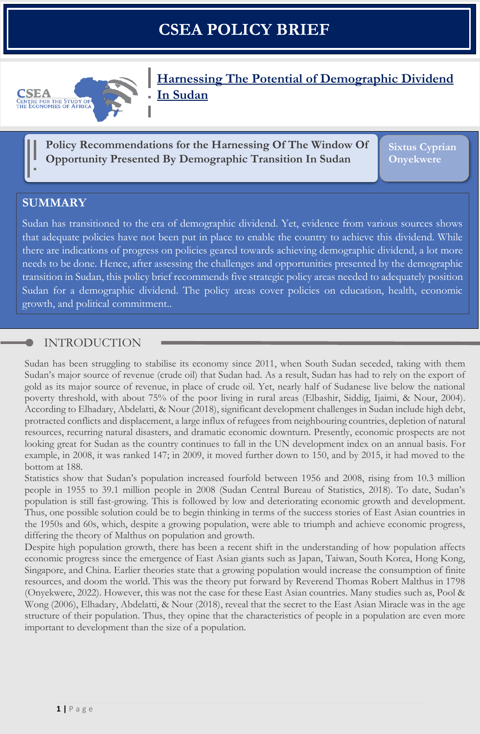# CSEA POLICY BRIEF

CSEA
CENTRE FOR THE STUDY OF THE ECONOMIES OF AFRICA

## Harnessing The Potential of Demographic Dividend In Sudan

**Policy Recommendations for the Harnessing Of The Window Of Opportunity Presented By Demographic Transition In Sudan**

**Sixtus Cyprian Onyekwere**

## SUMMARY

Sudan has transitioned to the era of demographic dividend. Yet, evidence from various sources shows that adequate policies have not been put in place to enable the country to achieve this dividend. While there are indications of progress on policies geared towards achieving demographic dividend, a lot more needs to be done. Hence, after assessing the challenges and opportunities presented by the demographic transition in Sudan, this policy brief recommends five strategic policy areas needed to adequately position Sudan for a demographic dividend. The policy areas cover policies on education, health, economic growth, and political commitment..

## INTRODUCTION

Sudan has been struggling to stabilise its economy since 2011, when South Sudan seceded, taking with them Sudan's major source of revenue (crude oil) that Sudan had. As a result, Sudan has had to rely on the export of gold as its major source of revenue, in place of crude oil. Yet, nearly half of Sudanese live below the national poverty threshold, with about 75% of the poor living in rural areas (Elbashir, Siddig, Ijaimi, & Nour, 2004). According to Elhadary, Abdelatti, & Nour (2018), significant development challenges in Sudan include high debt, protracted conflicts and displacement, a large influx of refugees from neighbouring countries, depletion of natural resources, recurring natural disasters, and dramatic economic downturn. Presently, economic prospects are not looking great for Sudan as the country continues to fall in the UN development index on an annual basis. For example, in 2008, it was ranked 147; in 2009, it moved further down to 150, and by 2015, it had moved to the bottom at 188.

Statistics show that Sudan's population increased fourfold between 1956 and 2008, rising from 10.3 million people in 1955 to 39.1 million people in 2008 (Sudan Central Bureau of Statistics, 2018). To date, Sudan's population is still fast-growing. This is followed by low and deteriorating economic growth and development. Thus, one possible solution could be to begin thinking in terms of the success stories of East Asian countries in the 1950s and 60s, which, despite a growing population, were able to triumph and achieve economic progress, differing the theory of Malthus on population and growth.

Despite high population growth, there has been a recent shift in the understanding of how population affects economic progress since the emergence of East Asian giants such as Japan, Taiwan, South Korea, Hong Kong, Singapore, and China. Earlier theories state that a growing population would increase the consumption of finite resources, and doom the world. This was the theory put forward by Reverend Thomas Robert Malthus in 1798 (Onyekwere, 2022). However, this was not the case for these East Asian countries. Many studies such as, Pool & Wong (2006), Elhadary, Abdelatti, & Nour (2018), reveal that the secret to the East Asian Miracle was in the age structure of their population. Thus, they opine that the characteristics of people in a population are even more important to development than the size of a population.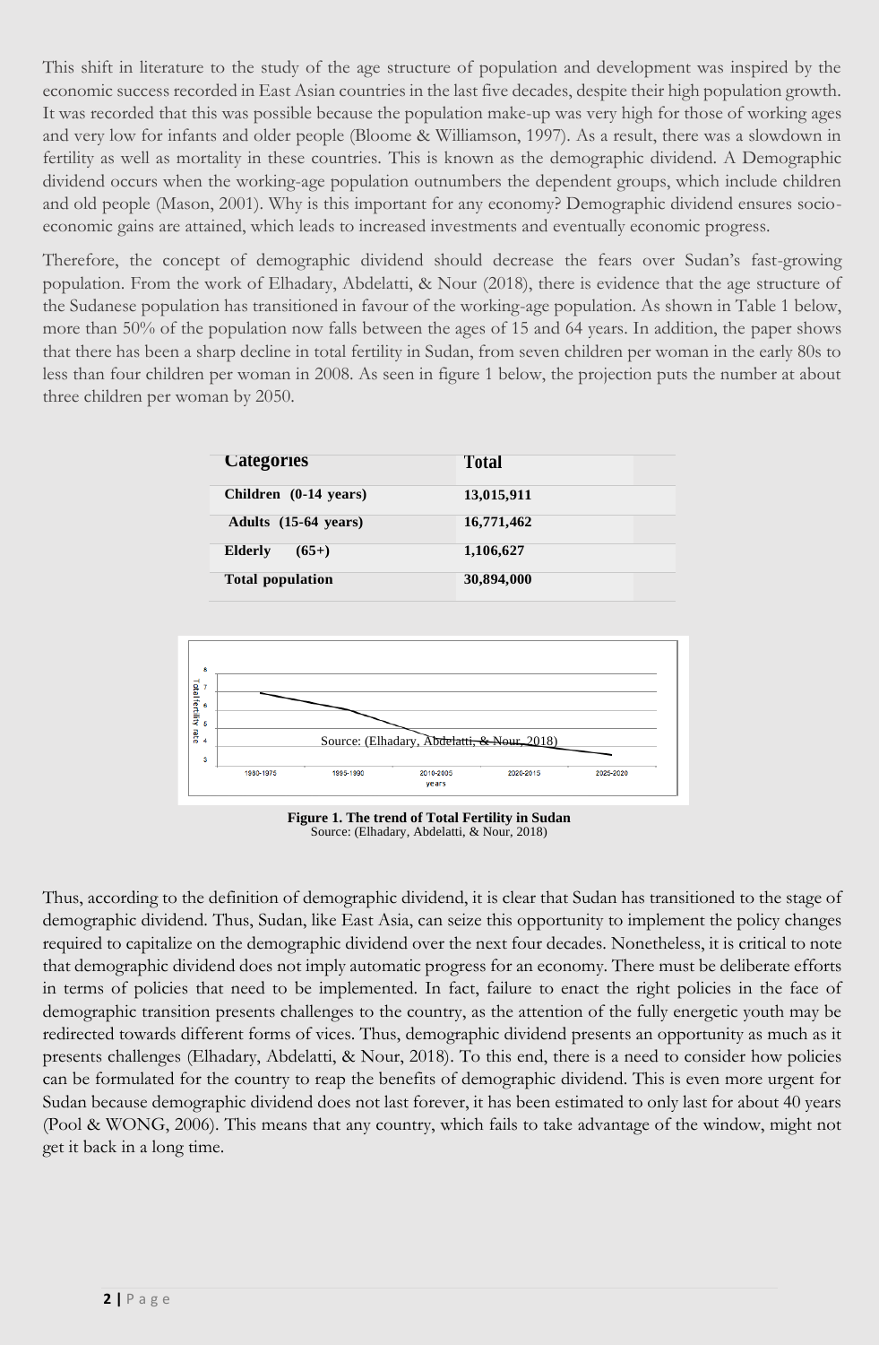This shift in literature to the study of the age structure of population and development was inspired by the economic success recorded in East Asian countries in the last five decades, despite their high population growth. It was recorded that this was possible because the population make-up was very high for those of working ages and very low for infants and older people (Bloome & Williamson, 1997). As a result, there was a slowdown in fertility as well as mortality in these countries. This is known as the demographic dividend. A Demographic dividend occurs when the working-age population outnumbers the dependent groups, which include children and old people (Mason, 2001). Why is this important for any economy? Demographic dividend ensures socio-economic gains are attained, which leads to increased investments and eventually economic progress.

Therefore, the concept of demographic dividend should decrease the fears over Sudan's fast-growing population. From the work of Elhadary, Abdelatti, & Nour (2018), there is evidence that the age structure of the Sudanese population has transitioned in favour of the working-age population. As shown in Table 1 below, more than 50% of the population now falls between the ages of 15 and 64 years. In addition, the paper shows that there has been a sharp decline in total fertility in Sudan, from seven children per woman in the early 80s to less than four children per woman in 2008. As seen in figure 1 below, the projection puts the number at about three children per woman by 2050.

| Categories | Total |
|---|---|
| Children (0-14 years) | 13,015,911 |
| Adults (15-64 years) | 16,771,462 |
| Elderly (65+) | 1,106,627 |
| Total population | 30,894,000 |

**Figure 1. The trend of Total Fertility in Sudan**
Source: (Elhadary, Abdelatti, & Nour, 2018)

Thus, according to the definition of demographic dividend, it is clear that Sudan has transitioned to the stage of demographic dividend. Thus, Sudan, like East Asia, can seize this opportunity to implement the policy changes required to capitalize on the demographic dividend over the next four decades. Nonetheless, it is critical to note that demographic dividend does not imply automatic progress for an economy. There must be deliberate efforts in terms of policies that need to be implemented. In fact, failure to enact the right policies in the face of demographic transition presents challenges to the country, as the attention of the fully energetic youth may be redirected towards different forms of vices. Thus, demographic dividend presents an opportunity as much as it presents challenges (Elhadary, Abdelatti, & Nour, 2018). To this end, there is a need to consider how policies can be formulated for the country to reap the benefits of demographic dividend. This is even more urgent for Sudan because demographic dividend does not last forever, it has been estimated to only last for about 40 years (Pool & WONG, 2006). This means that any country, which fails to take advantage of the window, might not get it back in a long time.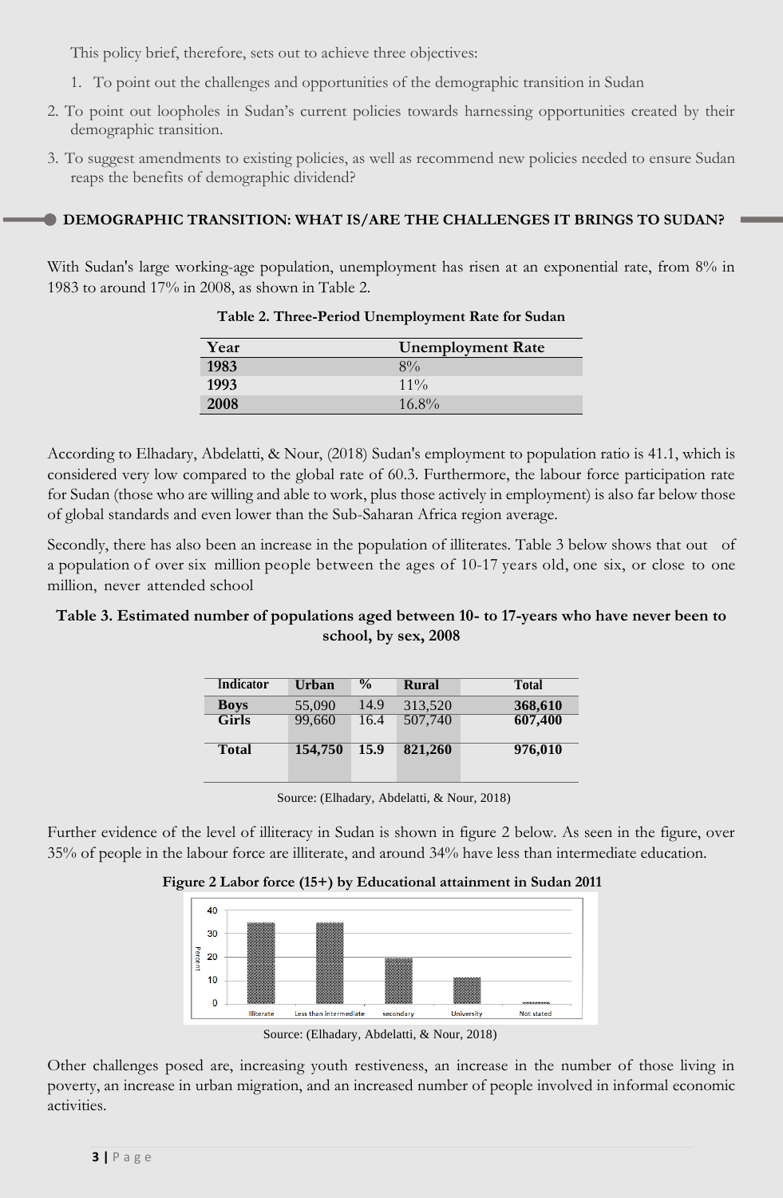This policy brief, therefore, sets out to achieve three objectives:

1. To point out the challenges and opportunities of the demographic transition in Sudan
2. To point out loopholes in Sudan's current policies towards harnessing opportunities created by their demographic transition.
3. To suggest amendments to existing policies, as well as recommend new policies needed to ensure Sudan reaps the benefits of demographic dividend?

## DEMOGRAPHIC TRANSITION: WHAT IS/ARE THE CHALLENGES IT BRINGS TO SUDAN?

With Sudan's large working-age population, unemployment has risen at an exponential rate, from 8% in 1983 to around 17% in 2008, as shown in Table 2.

**Table 2. Three-Period Unemployment Rate for Sudan**

| Year | Unemployment Rate |
|---|---|
| **1983** | 8% |
| **1993** | 11% |
| **2008** | 16.8% |

According to Elhadary, Abdelatti, & Nour, (2018) Sudan's employment to population ratio is 41.1, which is considered very low compared to the global rate of 60.3. Furthermore, the labour force participation rate for Sudan (those who are willing and able to work, plus those actively in employment) is also far below those of global standards and even lower than the Sub-Saharan Africa region average.

Secondly, there has also been an increase in the population of illiterates. Table 3 below shows that out of a population of over six million people between the ages of 10-17 years old, one six, or close to one million, never attended school

**Table 3. Estimated number of populations aged between 10- to 17-years who have never been to school, by sex, 2008**

| Indicator | Urban | % | Rural | Total |
|---|---|---|---|---|
| **Boys** | 55,090 | 14.9 | 313,520 | **368,610** |
| **Girls** | 99,660 | 16.4 | 507,740 | **607,400** |
| **Total** | **154,750** | **15.9** | **821,260** | **976,010** |

Source: (Elhadary, Abdelatti, & Nour, 2018)

Further evidence of the level of illiteracy in Sudan is shown in figure 2 below. As seen in the figure, over 35% of people in the labour force are illiterate, and around 34% have less than intermediate education.

**Figure 2 Labor force (15+) by Educational attainment in Sudan 2011**

Source: (Elhadary, Abdelatti, & Nour, 2018)

Other challenges posed are, increasing youth restiveness, an increase in the number of those living in poverty, an increase in urban migration, and an increased number of people involved in informal economic activities.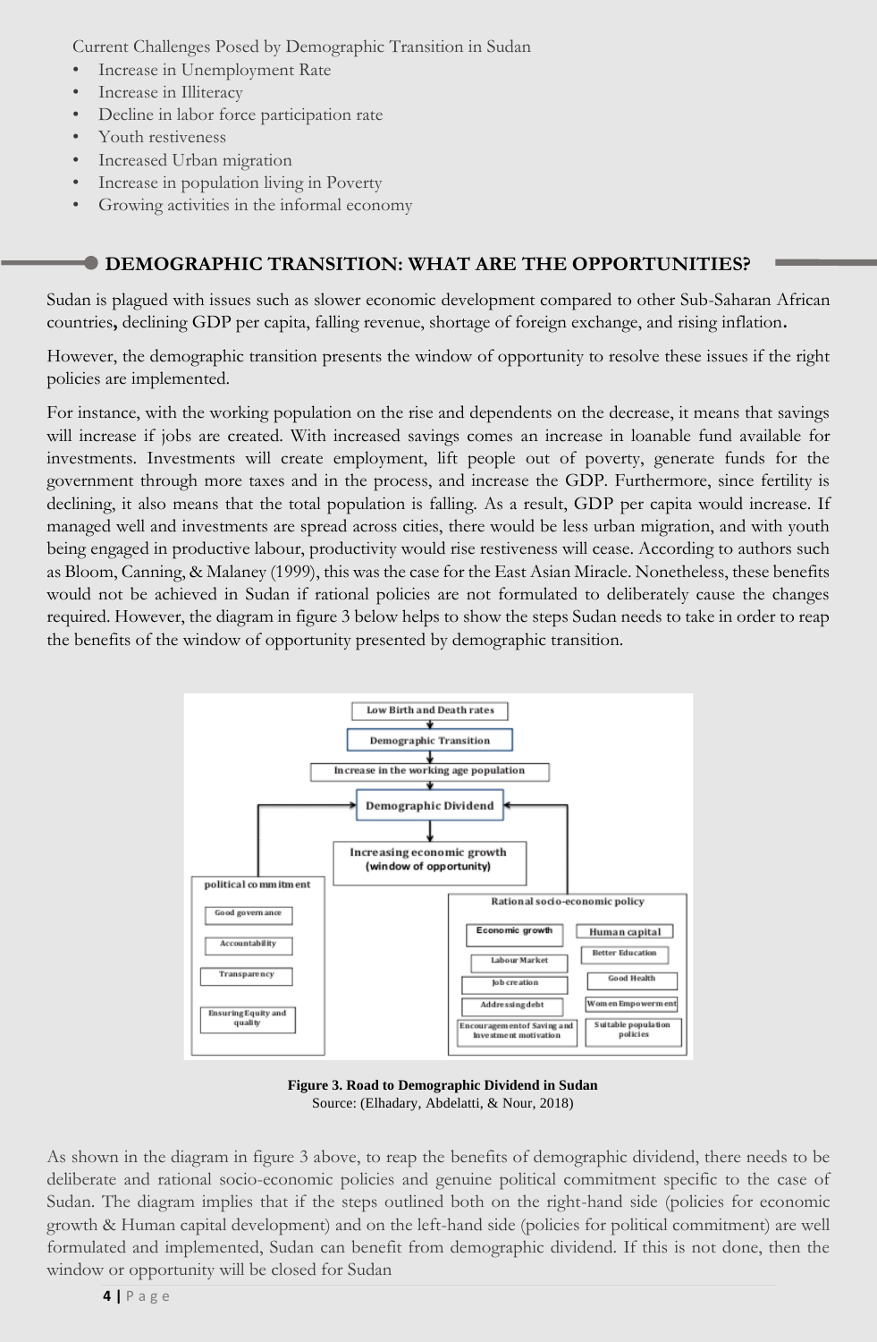Current Challenges Posed by Demographic Transition in Sudan

- Increase in Unemployment Rate
- Increase in Illiteracy
- Decline in labor force participation rate
- Youth restiveness
- Increased Urban migration
- Increase in population living in Poverty
- Growing activities in the informal economy

## DEMOGRAPHIC TRANSITION: WHAT ARE THE OPPORTUNITIES?

Sudan is plagued with issues such as slower economic development compared to other Sub-Saharan African countries**,** declining GDP per capita, falling revenue, shortage of foreign exchange, and rising inflation**.**

However, the demographic transition presents the window of opportunity to resolve these issues if the right policies are implemented.

For instance, with the working population on the rise and dependents on the decrease, it means that savings will increase if jobs are created. With increased savings comes an increase in loanable fund available for investments. Investments will create employment, lift people out of poverty, generate funds for the government through more taxes and in the process, and increase the GDP. Furthermore, since fertility is declining, it also means that the total population is falling. As a result, GDP per capita would increase. If managed well and investments are spread across cities, there would be less urban migration, and with youth being engaged in productive labour, productivity would rise restiveness will cease. According to authors such as Bloom, Canning, & Malaney (1999), this was the case for the East Asian Miracle. Nonetheless, these benefits would not be achieved in Sudan if rational policies are not formulated to deliberately cause the changes required. However, the diagram in figure 3 below helps to show the steps Sudan needs to take in order to reap the benefits of the window of opportunity presented by demographic transition.

**Figure 3. Road to Demographic Dividend in Sudan**
Source: (Elhadary, Abdelatti, & Nour, 2018)

As shown in the diagram in figure 3 above, to reap the benefits of demographic dividend, there needs to be deliberate and rational socio-economic policies and genuine political commitment specific to the case of Sudan. The diagram implies that if the steps outlined both on the right-hand side (policies for economic growth & Human capital development) and on the left-hand side (policies for political commitment) are well formulated and implemented, Sudan can benefit from demographic dividend. If this is not done, then the window or opportunity will be closed for Sudan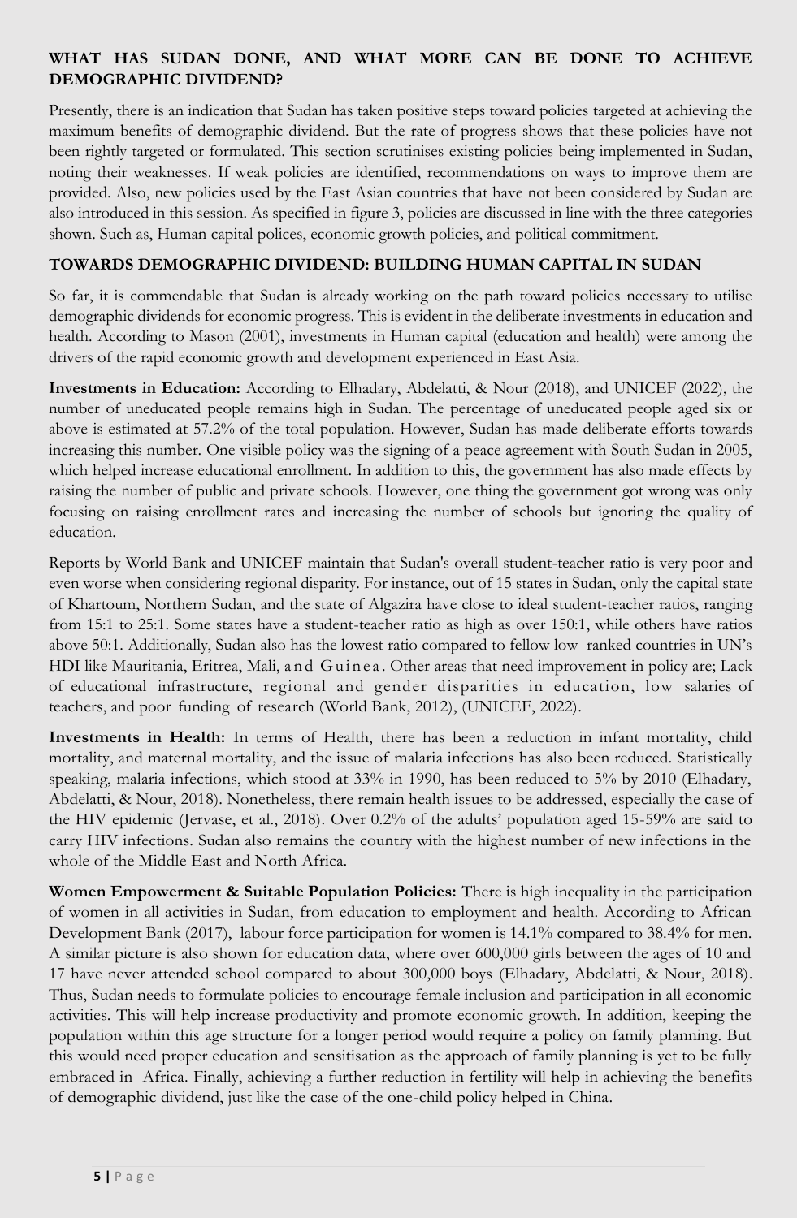## WHAT HAS SUDAN DONE, AND WHAT MORE CAN BE DONE TO ACHIEVE DEMOGRAPHIC DIVIDEND?

Presently, there is an indication that Sudan has taken positive steps toward policies targeted at achieving the maximum benefits of demographic dividend. But the rate of progress shows that these policies have not been rightly targeted or formulated. This section scrutinises existing policies being implemented in Sudan, noting their weaknesses. If weak policies are identified, recommendations on ways to improve them are provided. Also, new policies used by the East Asian countries that have not been considered by Sudan are also introduced in this session. As specified in figure 3, policies are discussed in line with the three categories shown. Such as, Human capital polices, economic growth policies, and political commitment.

## TOWARDS DEMOGRAPHIC DIVIDEND: BUILDING HUMAN CAPITAL IN SUDAN

So far, it is commendable that Sudan is already working on the path toward policies necessary to utilise demographic dividends for economic progress. This is evident in the deliberate investments in education and health. According to Mason (2001), investments in Human capital (education and health) were among the drivers of the rapid economic growth and development experienced in East Asia.

**Investments in Education:** According to Elhadary, Abdelatti, & Nour (2018), and UNICEF (2022), the number of uneducated people remains high in Sudan. The percentage of uneducated people aged six or above is estimated at 57.2% of the total population. However, Sudan has made deliberate efforts towards increasing this number. One visible policy was the signing of a peace agreement with South Sudan in 2005, which helped increase educational enrollment. In addition to this, the government has also made effects by raising the number of public and private schools. However, one thing the government got wrong was only focusing on raising enrollment rates and increasing the number of schools but ignoring the quality of education.

Reports by World Bank and UNICEF maintain that Sudan's overall student-teacher ratio is very poor and even worse when considering regional disparity. For instance, out of 15 states in Sudan, only the capital state of Khartoum, Northern Sudan, and the state of Algazira have close to ideal student-teacher ratios, ranging from 15:1 to 25:1. Some states have a student-teacher ratio as high as over 150:1, while others have ratios above 50:1. Additionally, Sudan also has the lowest ratio compared to fellow low ranked countries in UN's HDI like Mauritania, Eritrea, Mali, and Guinea. Other areas that need improvement in policy are; Lack of educational infrastructure, regional and gender disparities in education, low salaries of teachers, and poor funding of research (World Bank, 2012), (UNICEF, 2022).

**Investments in Health:** In terms of Health, there has been a reduction in infant mortality, child mortality, and maternal mortality, and the issue of malaria infections has also been reduced. Statistically speaking, malaria infections, which stood at 33% in 1990, has been reduced to 5% by 2010 (Elhadary, Abdelatti, & Nour, 2018). Nonetheless, there remain health issues to be addressed, especially the case of the HIV epidemic (Jervase, et al., 2018). Over 0.2% of the adults' population aged 15-59% are said to carry HIV infections. Sudan also remains the country with the highest number of new infections in the whole of the Middle East and North Africa.

**Women Empowerment & Suitable Population Policies:** There is high inequality in the participation of women in all activities in Sudan, from education to employment and health. According to African Development Bank (2017), labour force participation for women is 14.1% compared to 38.4% for men. A similar picture is also shown for education data, where over 600,000 girls between the ages of 10 and 17 have never attended school compared to about 300,000 boys (Elhadary, Abdelatti, & Nour, 2018). Thus, Sudan needs to formulate policies to encourage female inclusion and participation in all economic activities. This will help increase productivity and promote economic growth. In addition, keeping the population within this age structure for a longer period would require a policy on family planning. But this would need proper education and sensitisation as the approach of family planning is yet to be fully embraced in Africa. Finally, achieving a further reduction in fertility will help in achieving the benefits of demographic dividend, just like the case of the one-child policy helped in China.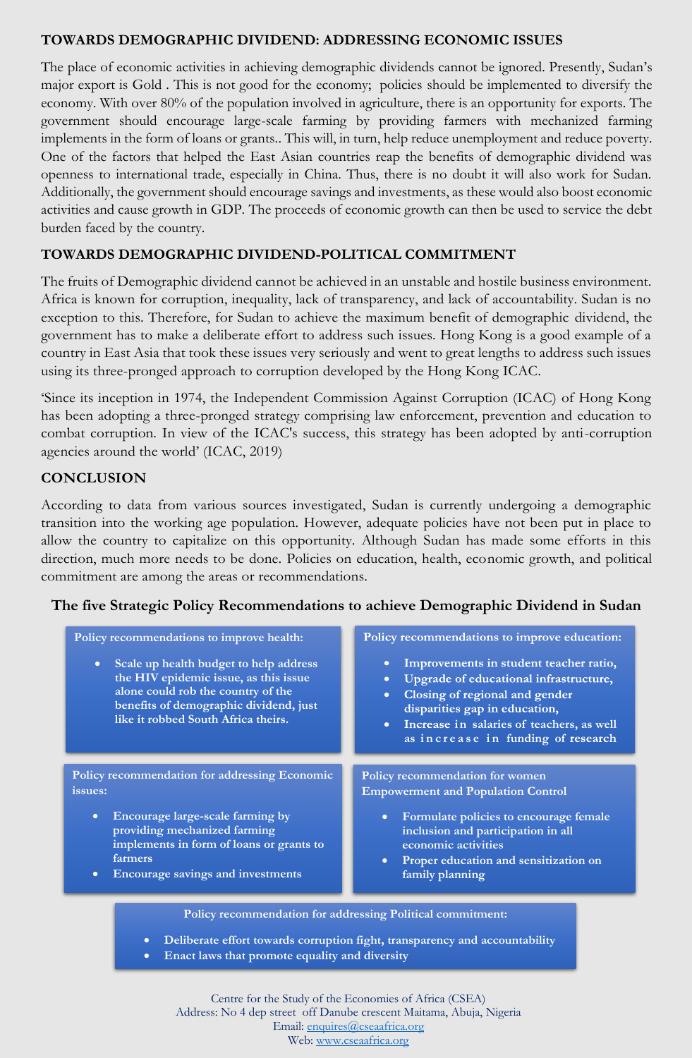## TOWARDS DEMOGRAPHIC DIVIDEND: ADDRESSING ECONOMIC ISSUES

The place of economic activities in achieving demographic dividends cannot be ignored. Presently, Sudan's major export is Gold . This is not good for the economy; policies should be implemented to diversify the economy. With over 80% of the population involved in agriculture, there is an opportunity for exports. The government should encourage large-scale farming by providing farmers with mechanized farming implements in the form of loans or grants.. This will, in turn, help reduce unemployment and reduce poverty. One of the factors that helped the East Asian countries reap the benefits of demographic dividend was openness to international trade, especially in China. Thus, there is no doubt it will also work for Sudan. Additionally, the government should encourage savings and investments, as these would also boost economic activities and cause growth in GDP. The proceeds of economic growth can then be used to service the debt burden faced by the country.

## TOWARDS DEMOGRAPHIC DIVIDEND-POLITICAL COMMITMENT

The fruits of Demographic dividend cannot be achieved in an unstable and hostile business environment. Africa is known for corruption, inequality, lack of transparency, and lack of accountability. Sudan is no exception to this. Therefore, for Sudan to achieve the maximum benefit of demographic dividend, the government has to make a deliberate effort to address such issues. Hong Kong is a good example of a country in East Asia that took these issues very seriously and went to great lengths to address such issues using its three-pronged approach to corruption developed by the Hong Kong ICAC.

'Since its inception in 1974, the Independent Commission Against Corruption (ICAC) of Hong Kong has been adopting a three-pronged strategy comprising law enforcement, prevention and education to combat corruption. In view of the ICAC's success, this strategy has been adopted by anti-corruption agencies around the world' (ICAC, 2019)

## CONCLUSION

According to data from various sources investigated, Sudan is currently undergoing a demographic transition into the working age population. However, adequate policies have not been put in place to allow the country to capitalize on this opportunity. Although Sudan has made some efforts in this direction, much more needs to be done. Policies on education, health, economic growth, and political commitment are among the areas or recommendations.

### The five Strategic Policy Recommendations to achieve Demographic Dividend in Sudan

**Policy recommendations to improve health:**

- **Scale up health budget to help address the HIV epidemic issue, as this issue alone could rob the country of the benefits of demographic dividend, just like it robbed South Africa theirs.**

**Policy recommendations to improve education:**

- **Improvements in student teacher ratio,**
- **Upgrade of educational infrastructure,**
- **Closing of regional and gender disparities gap in education,**
- **Increase in salaries of teachers, as well as increase in funding of research**

**Policy recommendation for addressing Economic issues:**

- **Encourage large-scale farming by providing mechanized farming implements in form of loans or grants to farmers**
- **Encourage savings and investments**

**Policy recommendation for women Empowerment and Population Control**

- **Formulate policies to encourage female inclusion and participation in all economic activities**
- **Proper education and sensitization on family planning**

**Policy recommendation for addressing Political commitment:**

- **Deliberate effort towards corruption fight, transparency and accountability**
- **Enact laws that promote equality and diversity**

Centre for the Study of the Economies of Africa (CSEA)
Address: No 4 dep street off Danube crescent Maitama, Abuja, Nigeria
Email: enquires@cseaafrica.org
Web: www.cseaafrica.org